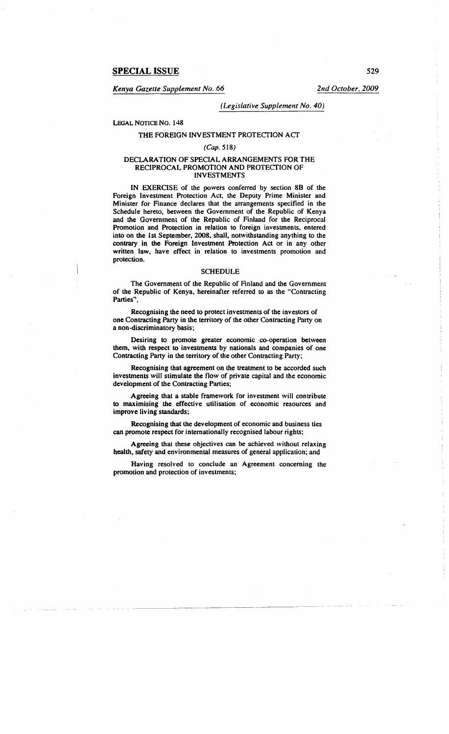**SPECIAL ISSUE**

*Kenya Gazette Supplement No. 66* — *2nd October, 2009*

*(Legislative Supplement No. 40)*

LEGAL NOTICE NO. 148

## THE FOREIGN INVESTMENT PROTECTION ACT

*(Cap. 518)*

### DECLARATION OF SPECIAL ARRANGEMENTS FOR THE RECIPROCAL PROMOTION AND PROTECTION OF INVESTMENTS

IN EXERCISE of the powers conferred by section 8B of the Foreign Investment Protection Act, the Deputy Prime Minister and Minister for Finance declares that the arrangements specified in the Schedule hereto, between the Government of the Republic of Kenya and the Government of the Republic of Finland for the Reciprocal Promotion and Protection in relation to foreign investments, entered into on the 1st September, 2008, shall, notwithstanding anything to the contrary in the Foreign Investment Protection Act or in any other written law, have effect in relation to investments promotion and protection.

### SCHEDULE

The Government of the Republic of Finland and the Government of the Republic of Kenya, hereinafter referred to as the "Contracting Parties",

Recognising the need to protect investments of the investors of one Contracting Party in the territory of the other Contracting Party on a non-discriminatory basis;

Desiring to promote greater economic co-operation between them, with respect to investments by nationals and companies of one Contracting Party in the territory of the other Contracting Party;

Recognising that agreement on the treatment to be accorded such investments will stimulate the flow of private capital and the economic development of the Contracting Parties;

Agreeing that a stable framework for investment will contribute to maximising the effective utilisation of economic resources and improve living standards;

Recognising that the development of economic and business ties can promote respect for internationally recognised labour rights;

Agreeing that these objectives can be achieved without relaxing health, safety and environmental measures of general application; and

Having resolved to conclude an Agreement concerning the promotion and protection of investments;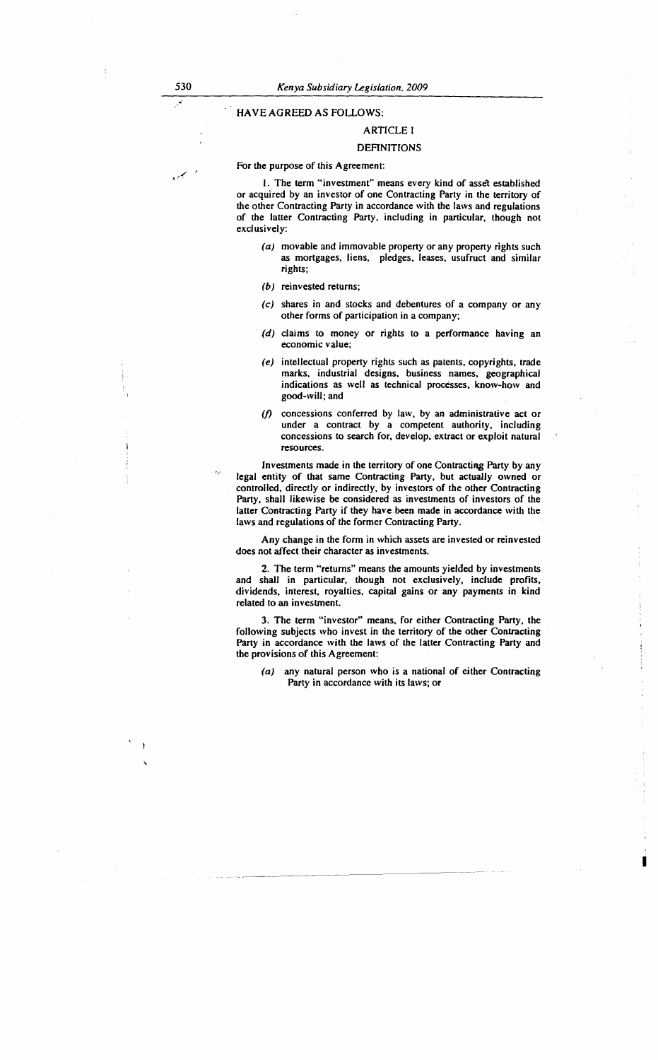HAVE AGREED AS FOLLOWS:

## ARTICLE 1

## DEFINITIONS

For the purpose of this Agreement:

1. The term "investment" means every kind of asset established or acquired by an investor of one Contracting Party in the territory of the other Contracting Party in accordance with the laws and regulations of the latter Contracting Party, including in particular, though not exclusively:

(a) movable and immovable property or any property rights such as mortgages, liens, pledges, leases, usufruct and similar rights;

(b) reinvested returns;

(c) shares in and stocks and debentures of a company or any other forms of participation in a company;

(d) claims to money or rights to a performance having an economic value;

(e) intellectual property rights such as patents, copyrights, trade marks, industrial designs, business names, geographical indications as well as technical processes, know-how and good-will; and

(f) concessions conferred by law, by an administrative act or under a contract by a competent authority, including concessions to search for, develop, extract or exploit natural resources.

Investments made in the territory of one Contracting Party by any legal entity of that same Contracting Party, but actually owned or controlled, directly or indirectly, by investors of the other Contracting Party, shall likewise be considered as investments of investors of the latter Contracting Party if they have been made in accordance with the laws and regulations of the former Contracting Party.

Any change in the form in which assets are invested or reinvested does not affect their character as investments.

2. The term "returns" means the amounts yielded by investments and shall in particular, though not exclusively, include profits, dividends, interest, royalties, capital gains or any payments in kind related to an investment.

3. The term "investor" means, for either Contracting Party, the following subjects who invest in the territory of the other Contracting Party in accordance with the laws of the latter Contracting Party and the provisions of this Agreement:

(a) any natural person who is a national of either Contracting Party in accordance with its laws; or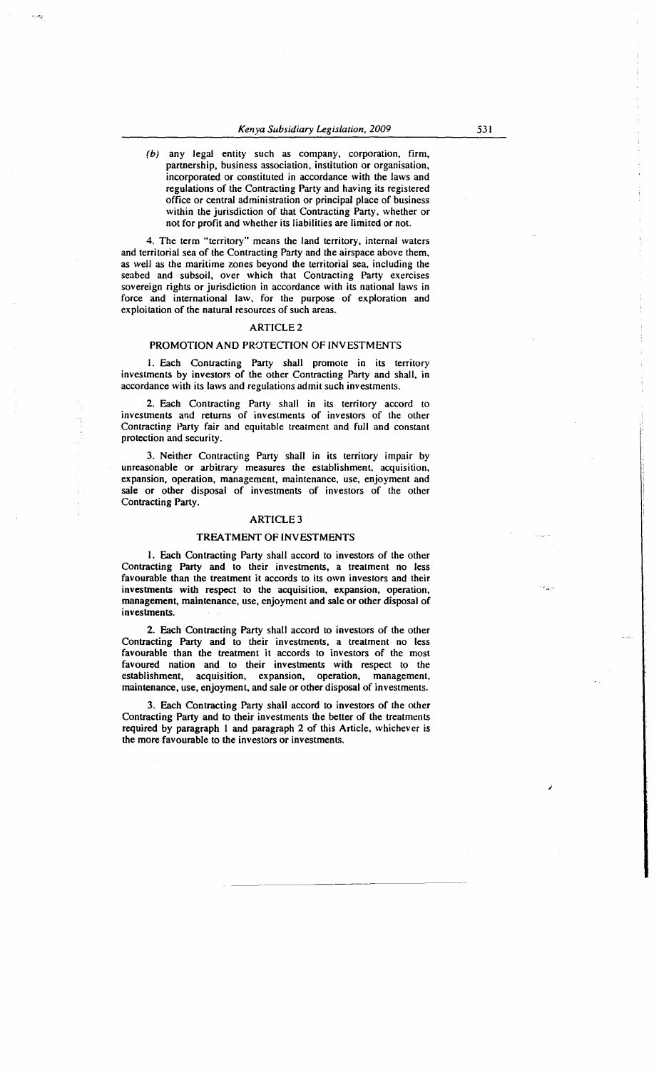(b) any legal entity such as company, corporation, firm, partnership, business association, institution or organisation, incorporated or constituted in accordance with the laws and regulations of the Contracting Party and having its registered office or central administration or principal place of business within the jurisdiction of that Contracting Party, whether or not for profit and whether its liabilities are limited or not.

4. The term "territory" means the land territory, internal waters and territorial sea of the Contracting Party and the airspace above them, as well as the maritime zones beyond the territorial sea, including the seabed and subsoil, over which that Contracting Party exercises sovereign rights or jurisdiction in accordance with its national laws in force and international law, for the purpose of exploration and exploitation of the natural resources of such areas.

## ARTICLE 2

### PROMOTION AND PROTECTION OF INVESTMENTS

1. Each Contracting Party shall promote in its territory investments by investors of the other Contracting Party and shall, in accordance with its laws and regulations admit such investments.

2. Each Contracting Party shall in its territory accord to investments and returns of investments of investors of the other Contracting Party fair and equitable treatment and full and constant protection and security.

3. Neither Contracting Party shall in its territory impair by unreasonable or arbitrary measures the establishment, acquisition, expansion, operation, management, maintenance, use, enjoyment and sale or other disposal of investments of investors of the other Contracting Party.

## ARTICLE 3

### TREATMENT OF INVESTMENTS

1. Each Contracting Party shall accord to investors of the other Contracting Party and to their investments, a treatment no less favourable than the treatment it accords to its own investors and their investments with respect to the acquisition, expansion, operation, management, maintenance, use, enjoyment and sale or other disposal of investments.

2. Each Contracting Party shall accord to investors of the other Contracting Party and to their investments, a treatment no less favourable than the treatment it accords to investors of the most favoured nation and to their investments with respect to the establishment, acquisition, expansion, operation, management, maintenance, use, enjoyment, and sale or other disposal of investments.

3. Each Contracting Party shall accord to investors of the other Contracting Party and to their investments the better of the treatments required by paragraph 1 and paragraph 2 of this Article, whichever is the more favourable to the investors or investments.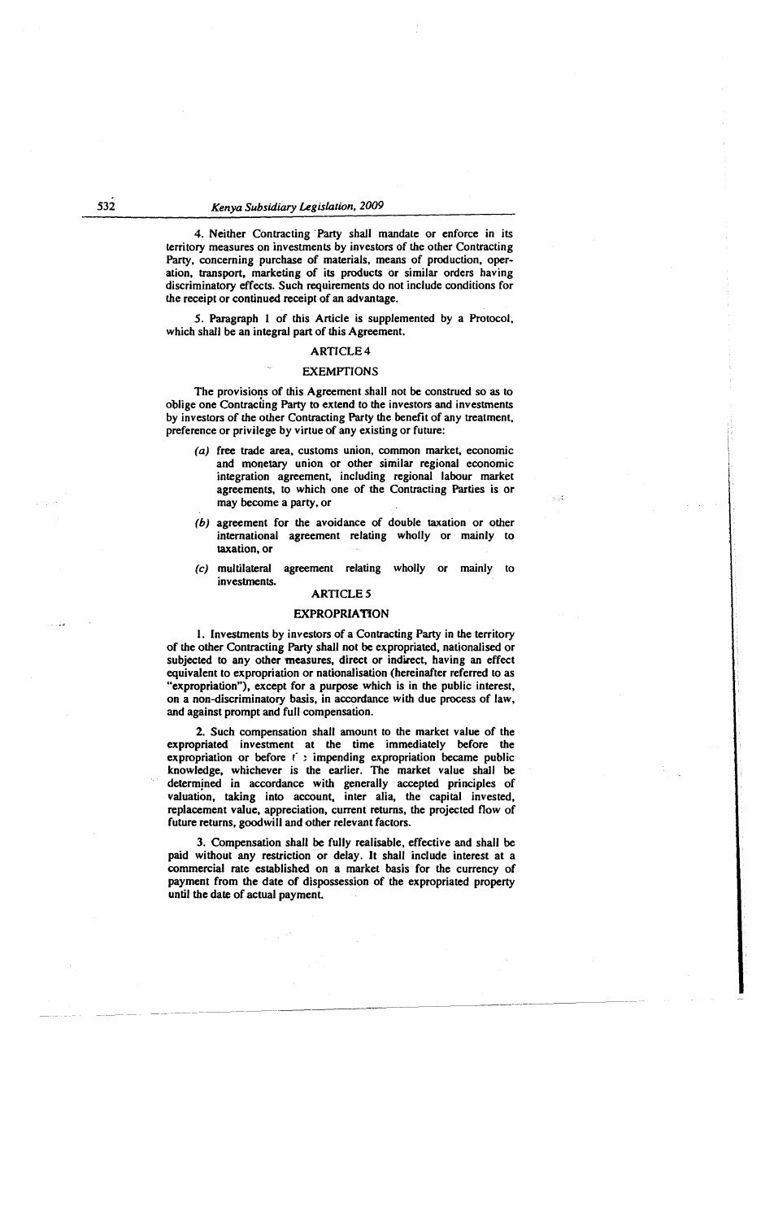4. Neither Contracting Party shall mandate or enforce in its territory measures on investments by investors of the other Contracting Party, concerning purchase of materials, means of production, operation, transport, marketing of its products or similar orders having discriminatory effects. Such requirements do not include conditions for the receipt or continued receipt of an advantage.

5. Paragraph 1 of this Article is supplemented by a Protocol, which shall be an integral part of this Agreement.

## ARTICLE 4

## EXEMPTIONS

The provisions of this Agreement shall not be construed so as to oblige one Contracting Party to extend to the investors and investments by investors of the other Contracting Party the benefit of any treatment, preference or privilege by virtue of any existing or future:

(a) free trade area, customs union, common market, economic and monetary union or other similar regional economic integration agreement, including regional labour market agreements, to which one of the Contracting Parties is or may become a party, or

(b) agreement for the avoidance of double taxation or other international agreement relating wholly or mainly to taxation, or

(c) multilateral agreement relating wholly or mainly to investments.

## ARTICLE 5

## EXPROPRIATION

1. Investments by investors of a Contracting Party in the territory of the other Contracting Party shall not be expropriated, nationalised or subjected to any other measures, direct or indirect, having an effect equivalent to expropriation or nationalisation (hereinafter referred to as "expropriation"), except for a purpose which is in the public interest, on a non-discriminatory basis, in accordance with due process of law, and against prompt and full compensation.

2. Such compensation shall amount to the market value of the expropriated investment at the time immediately before the expropriation or before the impending expropriation became public knowledge, whichever is the earlier. The market value shall be determined in accordance with generally accepted principles of valuation, taking into account, inter alia, the capital invested, replacement value, appreciation, current returns, the projected flow of future returns, goodwill and other relevant factors.

3. Compensation shall be fully realisable, effective and shall be paid without any restriction or delay. It shall include interest at a commercial rate established on a market basis for the currency of payment from the date of dispossession of the expropriated property until the date of actual payment.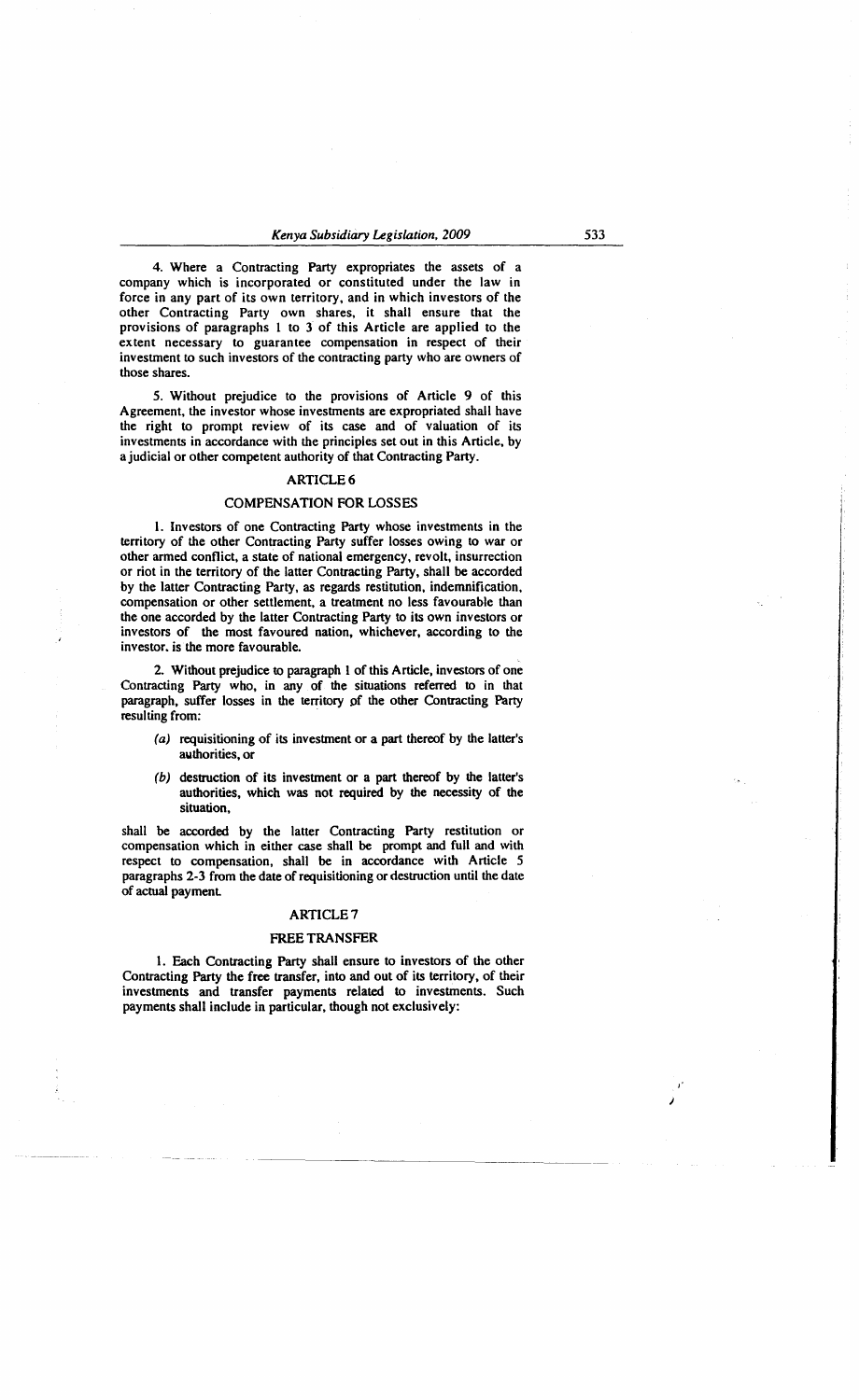4. Where a Contracting Party expropriates the assets of a company which is incorporated or constituted under the law in force in any part of its own territory, and in which investors of the other Contracting Party own shares, it shall ensure that the provisions of paragraphs 1 to 3 of this Article are applied to the extent necessary to guarantee compensation in respect of their investment to such investors of the contracting party who are owners of those shares.

5. Without prejudice to the provisions of Article 9 of this Agreement, the investor whose investments are expropriated shall have the right to prompt review of its case and of valuation of its investments in accordance with the principles set out in this Article, by a judicial or other competent authority of that Contracting Party.

## ARTICLE 6

### COMPENSATION FOR LOSSES

1. Investors of one Contracting Party whose investments in the territory of the other Contracting Party suffer losses owing to war or other armed conflict, a state of national emergency, revolt, insurrection or riot in the territory of the latter Contracting Party, shall be accorded by the latter Contracting Party, as regards restitution, indemnification, compensation or other settlement, a treatment no less favourable than the one accorded by the latter Contracting Party to its own investors or investors of the most favoured nation, whichever, according to the investor, is the more favourable.

2. Without prejudice to paragraph 1 of this Article, investors of one Contracting Party who, in any of the situations referred to in that paragraph, suffer losses in the territory of the other Contracting Party resulting from:

*(a)* requisitioning of its investment or a part thereof by the latter's authorities, or

*(b)* destruction of its investment or a part thereof by the latter's authorities, which was not required by the necessity of the situation,

shall be accorded by the latter Contracting Party restitution or compensation which in either case shall be prompt and full and with respect to compensation, shall be in accordance with Article 5 paragraphs 2-3 from the date of requisitioning or destruction until the date of actual payment.

## ARTICLE 7

### FREE TRANSFER

1. Each Contracting Party shall ensure to investors of the other Contracting Party the free transfer, into and out of its territory, of their investments and transfer payments related to investments. Such payments shall include in particular, though not exclusively: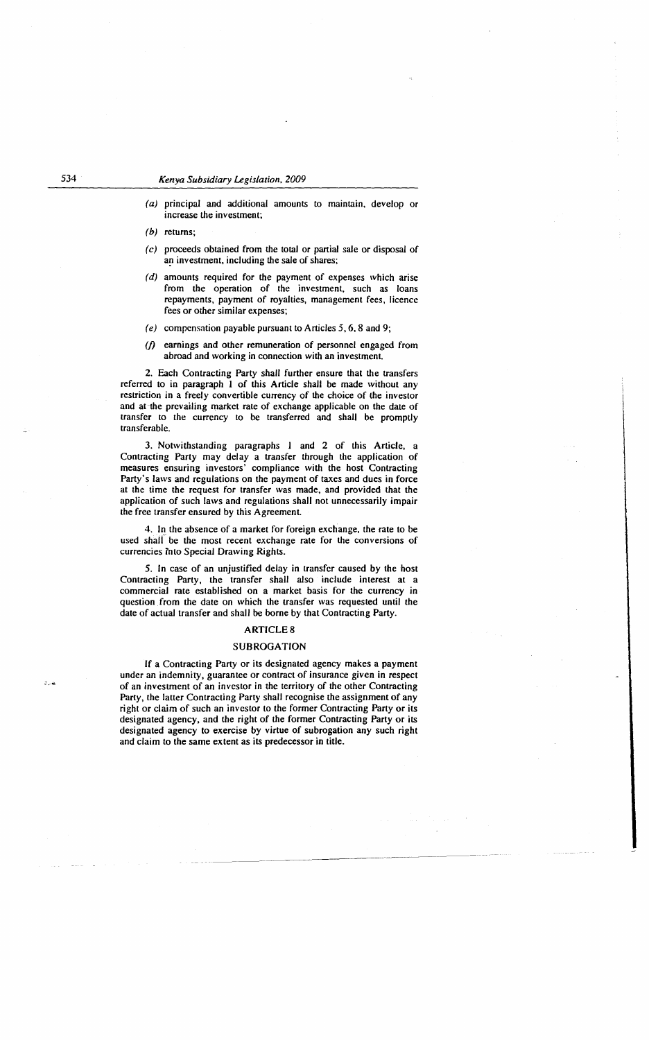(a) principal and additional amounts to maintain, develop or increase the investment;

(b) returns;

(c) proceeds obtained from the total or partial sale or disposal of an investment, including the sale of shares;

(d) amounts required for the payment of expenses which arise from the operation of the investment, such as loans repayments, payment of royalties, management fees, licence fees or other similar expenses;

(e) compensation payable pursuant to Articles 5, 6, 8 and 9;

(f) earnings and other remuneration of personnel engaged from abroad and working in connection with an investment.

2. Each Contracting Party shall further ensure that the transfers referred to in paragraph 1 of this Article shall be made without any restriction in a freely convertible currency of the choice of the investor and at the prevailing market rate of exchange applicable on the date of transfer to the currency to be transferred and shall be promptly transferable.

3. Notwithstanding paragraphs 1 and 2 of this Article, a Contracting Party may delay a transfer through the application of measures ensuring investors' compliance with the host Contracting Party's laws and regulations on the payment of taxes and dues in force at the time the request for transfer was made, and provided that the application of such laws and regulations shall not unnecessarily impair the free transfer ensured by this Agreement.

4. In the absence of a market for foreign exchange, the rate to be used shall be the most recent exchange rate for the conversions of currencies into Special Drawing Rights.

5. In case of an unjustified delay in transfer caused by the host Contracting Party, the transfer shall also include interest at a commercial rate established on a market basis for the currency in question from the date on which the transfer was requested until the date of actual transfer and shall be borne by that Contracting Party.

## ARTICLE 8

## SUBROGATION

If a Contracting Party or its designated agency makes a payment under an indemnity, guarantee or contract of insurance given in respect of an investment of an investor in the territory of the other Contracting Party, the latter Contracting Party shall recognise the assignment of any right or claim of such an investor to the former Contracting Party or its designated agency, and the right of the former Contracting Party or its designated agency to exercise by virtue of subrogation any such right and claim to the same extent as its predecessor in title.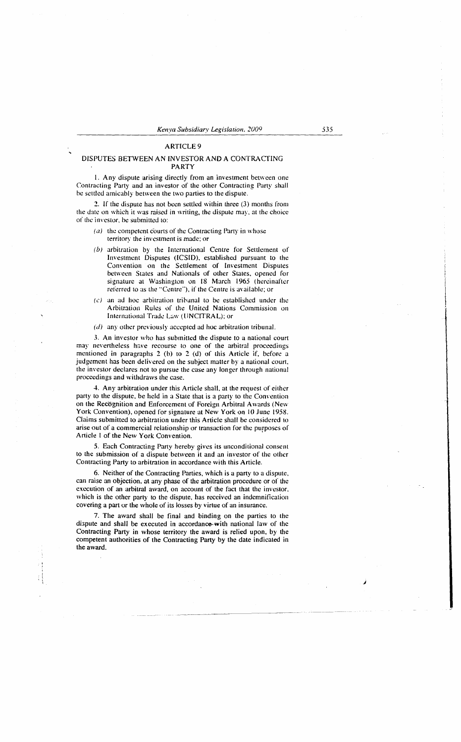## ARTICLE 9

### DISPUTES BETWEEN AN INVESTOR AND A CONTRACTING PARTY

1. Any dispute arising directly from an investment between one Contracting Party and an investor of the other Contracting Party shall be settled amicably between the two parties to the dispute.

2. If the dispute has not been settled within three (3) months from the date on which it was raised in writing, the dispute may, at the choice of the investor, be submitted to:

   *(a)* the competent courts of the Contracting Party in whose territory the investment is made; or

   *(b)* arbitration by the International Centre for Settlement of Investment Disputes (ICSID), established pursuant to the Convention on the Settlement of Investment Disputes between States and Nationals of other States, opened for signature at Washington on 18 March 1965 (hereinafter referred to as the "Centre"), if the Centre is available; or

   *(c)* an ad hoc arbitration tribunal to be established under the Arbitration Rules of the United Nations Commission on International Trade Law (UNCITRAL); or

   *(d)* any other previously accepted ad hoc arbitration tribunal.

3. An investor who has submitted the dispute to a national court may nevertheless have recourse to one of the arbitral proceedings mentioned in paragraphs 2 (b) to 2 (d) of this Article if, before a judgement has been delivered on the subject matter by a national court, the investor declares not to pursue the case any longer through national proceedings and withdraws the case.

4. Any arbitration under this Article shall, at the request of either party to the dispute, be held in a State that is a party to the Convention on the Recognition and Enforcement of Foreign Arbitral Awards (New York Convention), opened for signature at New York on 10 June 1958. Claims submitted to arbitration under this Article shall be considered to arise out of a commercial relationship or transaction for the purposes of Article 1 of the New York Convention.

5. Each Contracting Party hereby gives its unconditional consent to the submission of a dispute between it and an investor of the other Contracting Party to arbitration in accordance with this Article.

6. Neither of the Contracting Parties, which is a party to a dispute, can raise an objection, at any phase of the arbitration procedure or of the execution of an arbitral award, on account of the fact that the investor, which is the other party to the dispute, has received an indemnification covering a part or the whole of its losses by virtue of an insurance.

7. The award shall be final and binding on the parties to the dispute and shall be executed in accordance with national law of the Contracting Party in whose territory the award is relied upon, by the competent authorities of the Contracting Party by the date indicated in the award.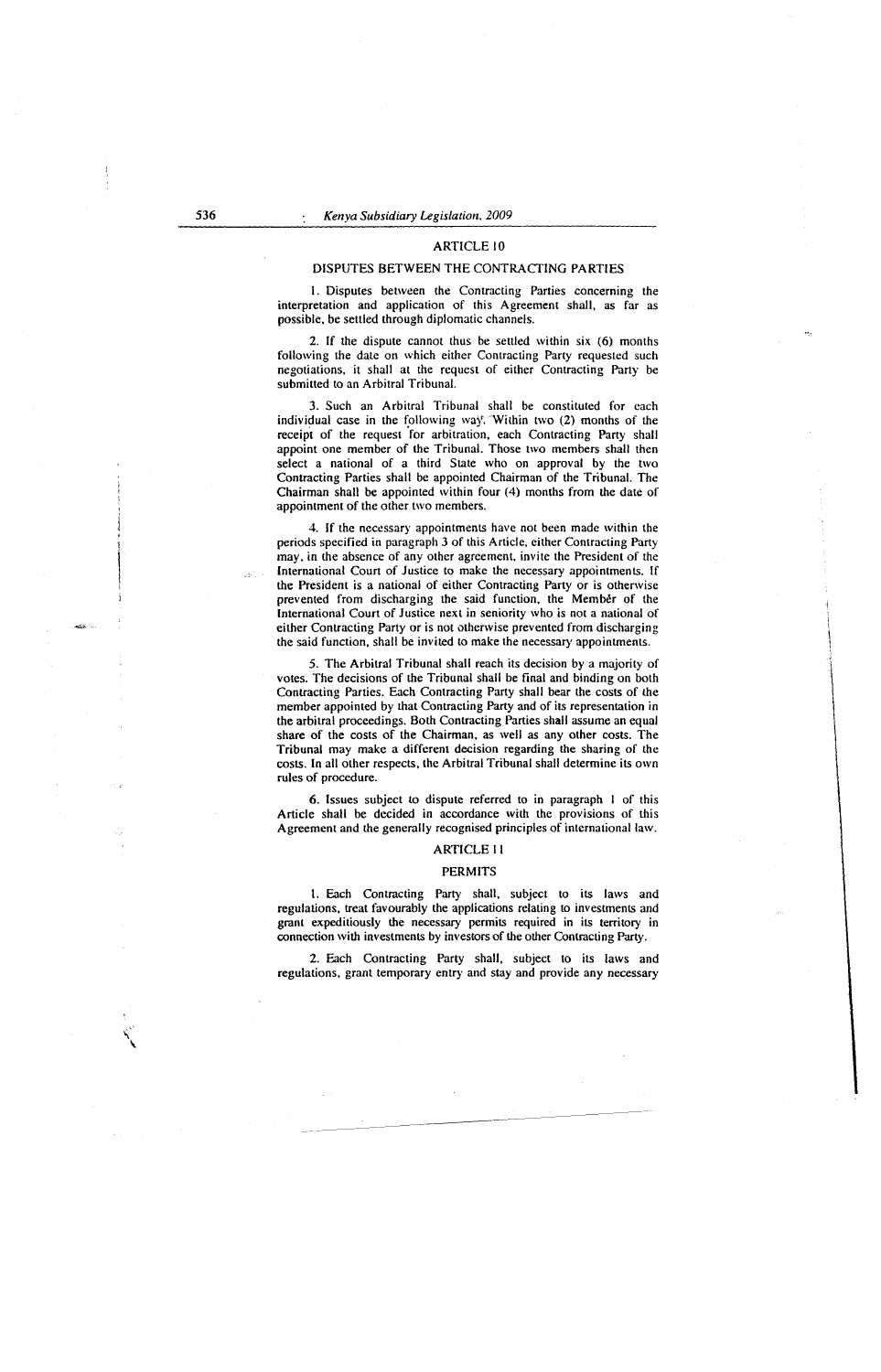## ARTICLE 10

### DISPUTES BETWEEN THE CONTRACTING PARTIES

1. Disputes between the Contracting Parties concerning the interpretation and application of this Agreement shall, as far as possible, be settled through diplomatic channels.

2. If the dispute cannot thus be settled within six (6) months following the date on which either Contracting Party requested such negotiations, it shall at the request of either Contracting Party be submitted to an Arbitral Tribunal.

3. Such an Arbitral Tribunal shall be constituted for each individual case in the following way. Within two (2) months of the receipt of the request for arbitration, each Contracting Party shall appoint one member of the Tribunal. Those two members shall then select a national of a third State who on approval by the two Contracting Parties shall be appointed Chairman of the Tribunal. The Chairman shall be appointed within four (4) months from the date of appointment of the other two members.

4. If the necessary appointments have not been made within the periods specified in paragraph 3 of this Article, either Contracting Party may, in the absence of any other agreement, invite the President of the International Court of Justice to make the necessary appointments. If the President is a national of either Contracting Party or is otherwise prevented from discharging the said function, the Member of the International Court of Justice next in seniority who is not a national of either Contracting Party or is not otherwise prevented from discharging the said function, shall be invited to make the necessary appointments.

5. The Arbitral Tribunal shall reach its decision by a majority of votes. The decisions of the Tribunal shall be final and binding on both Contracting Parties. Each Contracting Party shall bear the costs of the member appointed by that Contracting Party and of its representation in the arbitral proceedings. Both Contracting Parties shall assume an equal share of the costs of the Chairman, as well as any other costs. The Tribunal may make a different decision regarding the sharing of the costs. In all other respects, the Arbitral Tribunal shall determine its own rules of procedure.

6. Issues subject to dispute referred to in paragraph 1 of this Article shall be decided in accordance with the provisions of this Agreement and the generally recognised principles of international law.

## ARTICLE 11

### PERMITS

1. Each Contracting Party shall, subject to its laws and regulations, treat favourably the applications relating to investments and grant expeditiously the necessary permits required in its territory in connection with investments by investors of the other Contracting Party.

2. Each Contracting Party shall, subject to its laws and regulations, grant temporary entry and stay and provide any necessary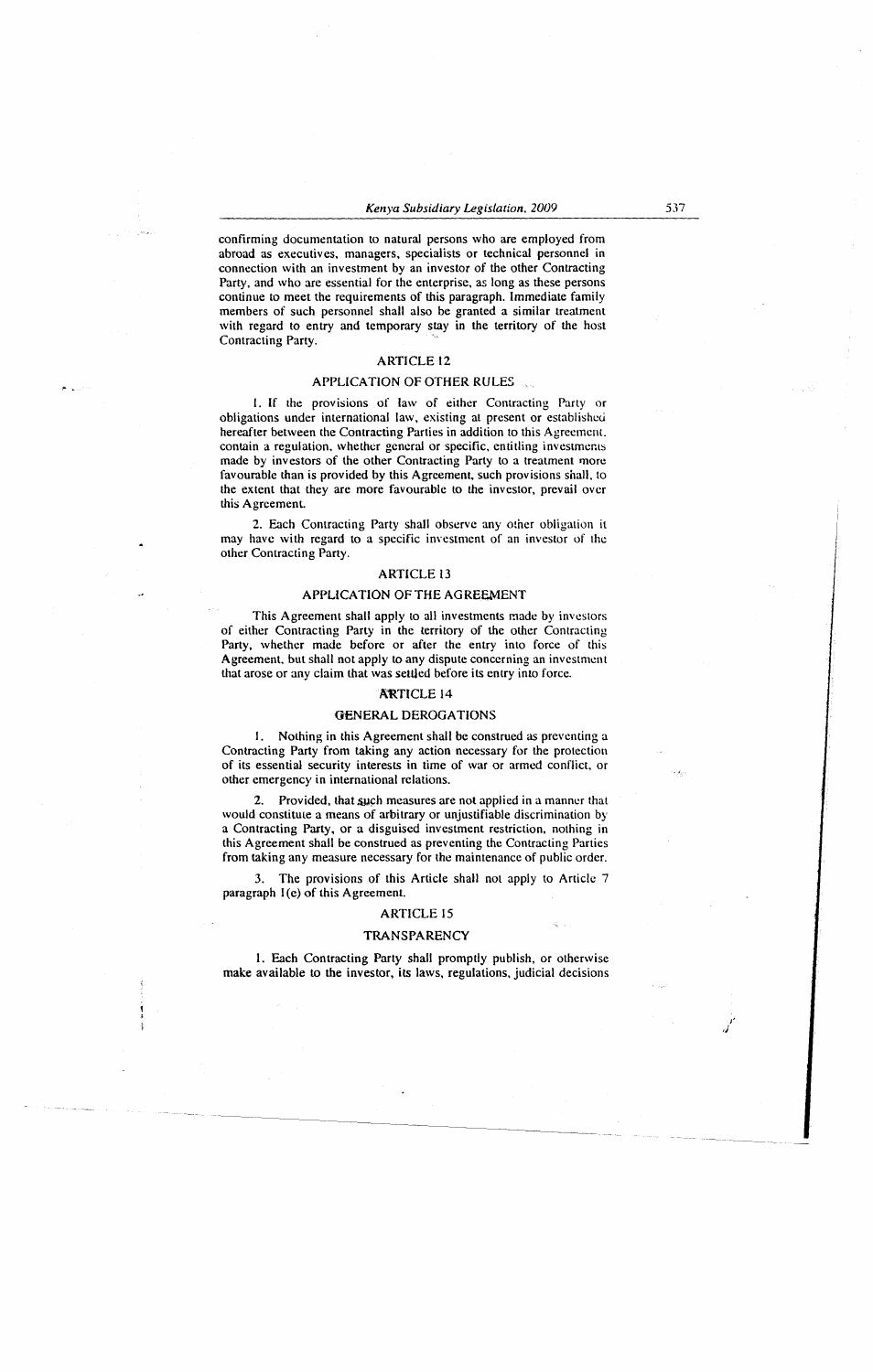confirming documentation to natural persons who are employed from abroad as executives, managers, specialists or technical personnel in connection with an investment by an investor of the other Contracting Party, and who are essential for the enterprise, as long as these persons continue to meet the requirements of this paragraph. Immediate family members of such personnel shall also be granted a similar treatment with regard to entry and temporary stay in the territory of the host Contracting Party.

## ARTICLE 12

### APPLICATION OF OTHER RULES

1. If the provisions of law of either Contracting Party or obligations under international law, existing at present or established hereafter between the Contracting Parties in addition to this Agreement, contain a regulation, whether general or specific, entitling investments made by investors of the other Contracting Party to a treatment more favourable than is provided by this Agreement, such provisions shall, to the extent that they are more favourable to the investor, prevail over this Agreement.

2. Each Contracting Party shall observe any other obligation it may have with regard to a specific investment of an investor of the other Contracting Party.

## ARTICLE 13

### APPLICATION OF THE AGREEMENT

This Agreement shall apply to all investments made by investors of either Contracting Party in the territory of the other Contracting Party, whether made before or after the entry into force of this Agreement, but shall not apply to any dispute concerning an investment that arose or any claim that was settled before its entry into force.

## ARTICLE 14

### GENERAL DEROGATIONS

1. Nothing in this Agreement shall be construed as preventing a Contracting Party from taking any action necessary for the protection of its essential security interests in time of war or armed conflict, or other emergency in international relations.

2. Provided, that such measures are not applied in a manner that would constitute a means of arbitrary or unjustifiable discrimination by a Contracting Party, or a disguised investment restriction, nothing in this Agreement shall be construed as preventing the Contracting Parties from taking any measure necessary for the maintenance of public order.

3. The provisions of this Article shall not apply to Article 7 paragraph 1(e) of this Agreement.

## ARTICLE 15

### TRANSPARENCY

1. Each Contracting Party shall promptly publish, or otherwise make available to the investor, its laws, regulations, judicial decisions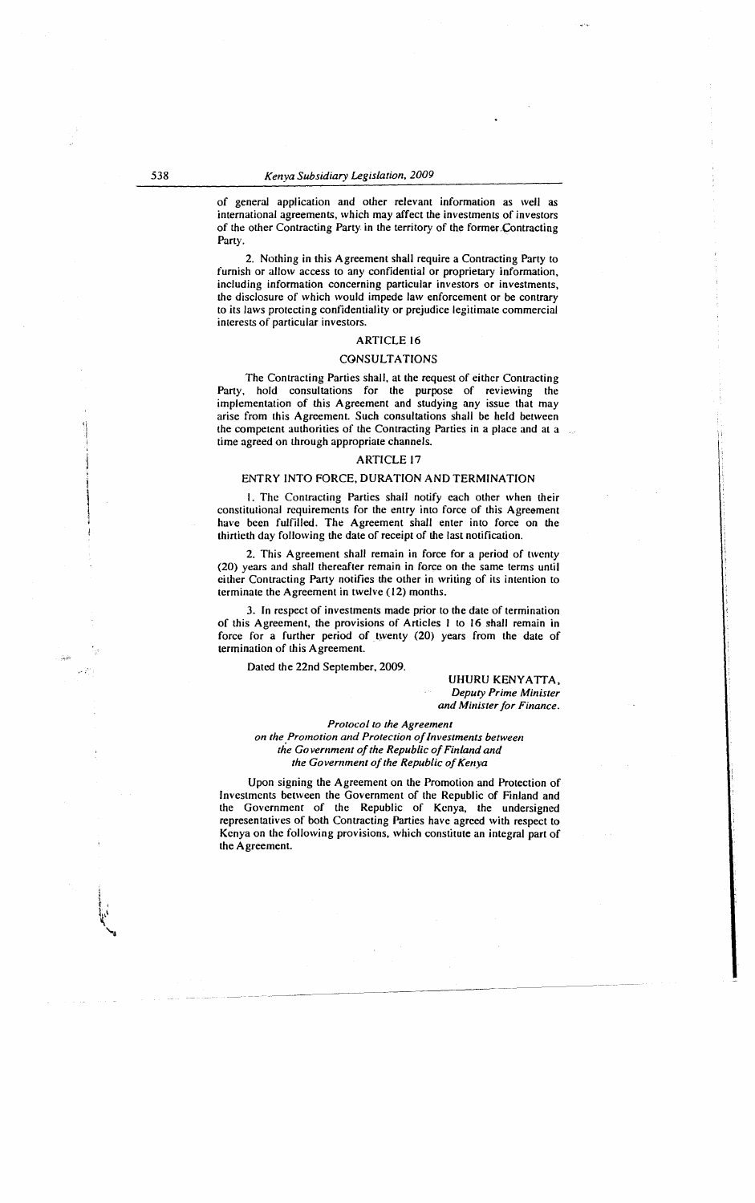of general application and other relevant information as well as international agreements, which may affect the investments of investors of the other Contracting Party in the territory of the former Contracting Party.

2. Nothing in this Agreement shall require a Contracting Party to furnish or allow access to any confidential or proprietary information, including information concerning particular investors or investments, the disclosure of which would impede law enforcement or be contrary to its laws protecting confidentiality or prejudice legitimate commercial interests of particular investors.

## ARTICLE 16

## CONSULTATIONS

The Contracting Parties shall, at the request of either Contracting Party, hold consultations for the purpose of reviewing the implementation of this Agreement and studying any issue that may arise from this Agreement. Such consultations shall be held between the competent authorities of the Contracting Parties in a place and at a time agreed on through appropriate channels.

## ARTICLE 17

## ENTRY INTO FORCE, DURATION AND TERMINATION

1. The Contracting Parties shall notify each other when their constitutional requirements for the entry into force of this Agreement have been fulfilled. The Agreement shall enter into force on the thirtieth day following the date of receipt of the last notification.

2. This Agreement shall remain in force for a period of twenty (20) years and shall thereafter remain in force on the same terms until either Contracting Party notifies the other in writing of its intention to terminate the Agreement in twelve (12) months.

3. In respect of investments made prior to the date of termination of this Agreement, the provisions of Articles 1 to 16 shall remain in force for a further period of twenty (20) years from the date of termination of this Agreement.

Dated the 22nd September, 2009.

UHURU KENYATTA,
*Deputy Prime Minister and Minister for Finance.*

*Protocol to the Agreement on the Promotion and Protection of Investments between the Government of the Republic of Finland and the Government of the Republic of Kenya*

Upon signing the Agreement on the Promotion and Protection of Investments between the Government of the Republic of Finland and the Government of the Republic of Kenya, the undersigned representatives of both Contracting Parties have agreed with respect to Kenya on the following provisions, which constitute an integral part of the Agreement.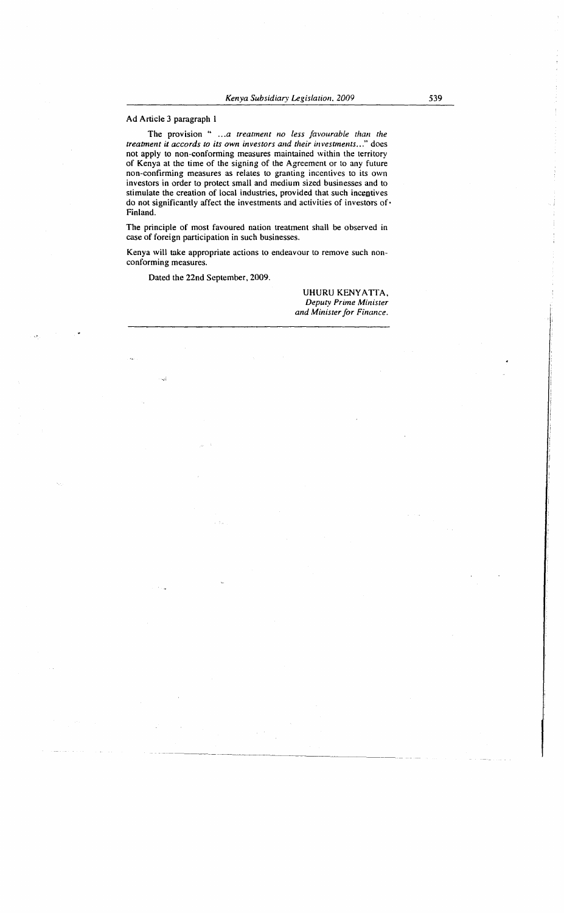Ad Article 3 paragraph 1

The provision " *...a treatment no less favourable than the treatment it accords to its own investors and their investments...*" does not apply to non-conforming measures maintained within the territory of Kenya at the time of the signing of the Agreement or to any future non-confirming measures as relates to granting incentives to its own investors in order to protect small and medium sized businesses and to stimulate the creation of local industries, provided that such incentives do not significantly affect the investments and activities of investors of Finland.

The principle of most favoured nation treatment shall be observed in case of foreign participation in such businesses.

Kenya will take appropriate actions to endeavour to remove such non-conforming measures.

Dated the 22nd September, 2009.

UHURU KENYATTA,
*Deputy Prime Minister and Minister for Finance.*